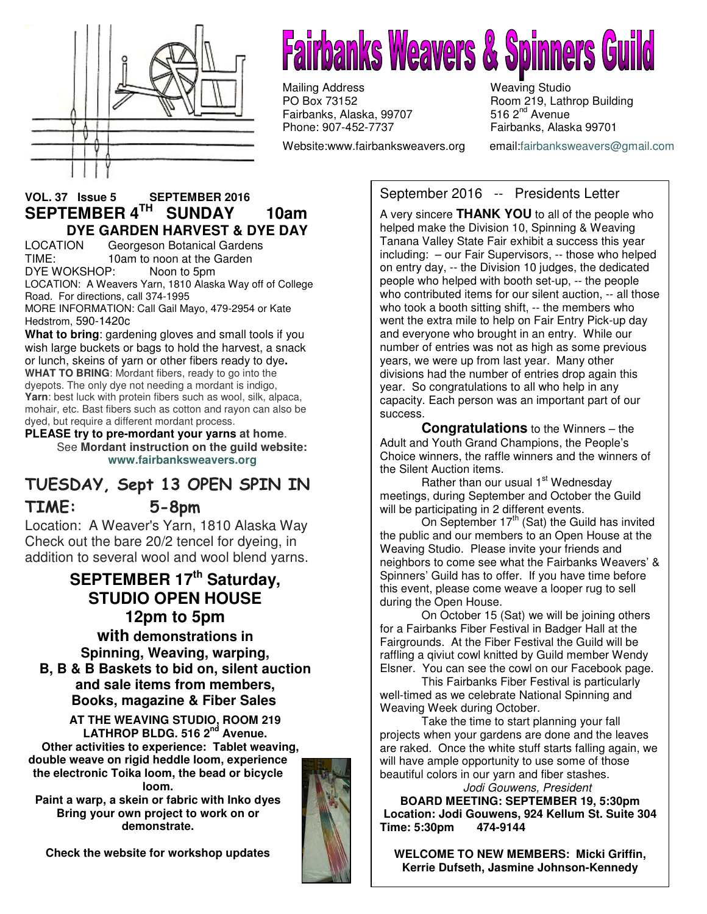# Fairbanks Weavers & Spinners Guild

Mailing Address
PO Box 73152
Fairbanks, Alaska, 99707
Phone: 907-452-7737

Weaving Studio
Room 219, Lathrop Building
516 2nd Avenue
Fairbanks, Alaska 99701

Website:www.fairbanksweavers.org email:fairbanksweavers@gmail.com

**VOL. 37 Issue 5 SEPTEMBER 2016**

## SEPTEMBER 4TH SUNDAY 10am

### DYE GARDEN HARVEST & DYE DAY

LOCATION Georgeson Botanical Gardens
TIME: 10am to noon at the Garden
DYE WOKSHOP: Noon to 5pm
LOCATION: A Weavers Yarn, 1810 Alaska Way off of College Road. For directions, call 374-1995
MORE INFORMATION: Call Gail Mayo, 479-2954 or Kate Hedstrom, 590-1420c

**What to bring**: gardening gloves and small tools if you wish large buckets or bags to hold the harvest, a snack or lunch, skeins of yarn or other fibers ready to dye.
**WHAT TO BRING**: Mordant fibers, ready to go into the dyepots. The only dye not needing a mordant is indigo, **Yarn**: best luck with protein fibers such as wool, silk, alpaca, mohair, etc. Bast fibers such as cotton and rayon can also be dyed, but require a different mordant process.
**PLEASE try to pre-mordant your yarns at home**.
See **Mordant instruction on the guild website: www.fairbanksweavers.org**

## TUESDAY, Sept 13 OPEN SPIN IN

## TIME: 5-8pm

Location: A Weaver's Yarn, 1810 Alaska Way
Check out the bare 20/2 tencel for dyeing, in addition to several wool and wool blend yarns.

## SEPTEMBER 17th Saturday, STUDIO OPEN HOUSE 12pm to 5pm

**with demonstrations in Spinning, Weaving, warping, B, B & B Baskets to bid on, silent auction and sale items from members, Books, magazine & Fiber Sales**

**AT THE WEAVING STUDIO, ROOM 219 LATHROP BLDG. 516 2nd Avenue.**
**Other activities to experience: Tablet weaving, double weave on rigid heddle loom, experience the electronic Toika loom, the bead or bicycle loom.**
**Paint a warp, a skein or fabric with Inko dyes**
**Bring your own project to work on or demonstrate.**

**Check the website for workshop updates**

## September 2016 -- Presidents Letter

A very sincere **THANK YOU** to all of the people who helped make the Division 10, Spinning & Weaving Tanana Valley State Fair exhibit a success this year including: – our Fair Supervisors, -- those who helped on entry day, -- the Division 10 judges, the dedicated people who helped with booth set-up, -- the people who contributed items for our silent auction, -- all those who took a booth sitting shift, -- the members who went the extra mile to help on Fair Entry Pick-up day and everyone who brought in an entry. While our number of entries was not as high as some previous years, we were up from last year. Many other divisions had the number of entries drop again this year. So congratulations to all who help in any capacity. Each person was an important part of our success.

**Congratulations** to the Winners – the Adult and Youth Grand Champions, the People's Choice winners, the raffle winners and the winners of the Silent Auction items.

Rather than our usual 1st Wednesday meetings, during September and October the Guild will be participating in 2 different events.

On September 17th (Sat) the Guild has invited the public and our members to an Open House at the Weaving Studio. Please invite your friends and neighbors to come see what the Fairbanks Weavers' & Spinners' Guild has to offer. If you have time before this event, please come weave a looper rug to sell during the Open House.

On October 15 (Sat) we will be joining others for a Fairbanks Fiber Festival in Badger Hall at the Fairgrounds. At the Fiber Festival the Guild will be raffling a qiviut cowl knitted by Guild member Wendy Elsner. You can see the cowl on our Facebook page.

This Fairbanks Fiber Festival is particularly well-timed as we celebrate National Spinning and Weaving Week during October.

Take the time to start planning your fall projects when your gardens are done and the leaves are raked. Once the white stuff starts falling again, we will have ample opportunity to use some of those beautiful colors in our yarn and fiber stashes.

*Jodi Gouwens, President*

**BOARD MEETING: SEPTEMBER 19, 5:30pm**
**Location: Jodi Gouwens, 924 Kellum St. Suite 304**
**Time: 5:30pm 474-9144**

**WELCOME TO NEW MEMBERS: Micki Griffin, Kerrie Dufseth, Jasmine Johnson-Kennedy**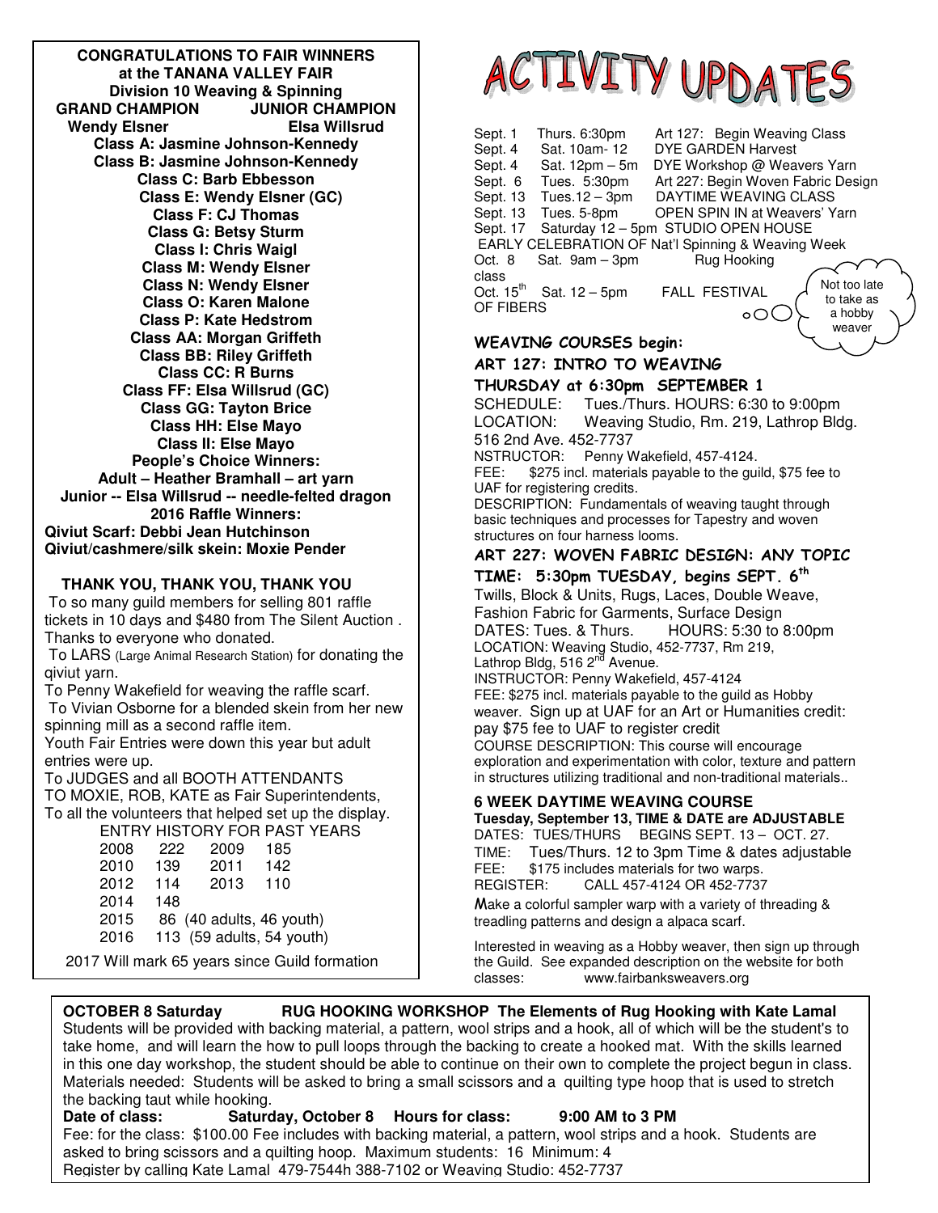**CONGRATULATIONS TO FAIR WINNERS at the TANANA VALLEY FAIR**
**Division 10 Weaving & Spinning**

**GRAND CHAMPION** Wendy Elsner
**JUNIOR CHAMPION** Elsa Willsrud

**Class A: Jasmine Johnson-Kennedy**
**Class B: Jasmine Johnson-Kennedy**
**Class C: Barb Ebbesson**
**Class E: Wendy Elsner (GC)**
**Class F: CJ Thomas**
**Class G: Betsy Sturm**
**Class I: Chris Waigl**
**Class M: Wendy Elsner**
**Class N: Wendy Elsner**
**Class O: Karen Malone**
**Class P: Kate Hedstrom**
**Class AA: Morgan Griffeth**
**Class BB: Riley Griffeth**
**Class CC: R Burns**
**Class FF: Elsa Willsrud (GC)**
**Class GG: Tayton Brice**
**Class HH: Else Mayo**
**Class II: Else Mayo**

**People's Choice Winners:**
**Adult – Heather Bramhall – art yarn**
**Junior -- Elsa Willsrud -- needle-felted dragon**

**2016 Raffle Winners:**
**Qiviut Scarf: Debbi Jean Hutchinson**
**Qiviut/cashmere/silk skein: Moxie Pender**

**THANK YOU, THANK YOU, THANK YOU**

To so many guild members for selling 801 raffle tickets in 10 days and $480 from The Silent Auction . Thanks to everyone who donated.

To LARS (Large Animal Research Station) for donating the qiviut yarn.

To Penny Wakefield for weaving the raffle scarf.

To Vivian Osborne for a blended skein from her new spinning mill as a second raffle item.

Youth Fair Entries were down this year but adult entries were up.

To JUDGES and all BOOTH ATTENDANTS

TO MOXIE, ROB, KATE as Fair Superintendents,

To all the volunteers that helped set up the display.

ENTRY HISTORY FOR PAST YEARS

| Year | Entries | Year | Entries |
|---|---|---|---|
| 2008 | 222 | 2009 | 185 |
| 2010 | 139 | 2011 | 142 |
| 2012 | 114 | 2013 | 110 |
| 2014 | 148 | | |
| 2015 | 86 (40 adults, 46 youth) | | |
| 2016 | 113 (59 adults, 54 youth) | | |

2017 Will mark 65 years since Guild formation

# ACTIVITY UPDATES

Sept. 1 Thurs. 6:30pm Art 127: Begin Weaving Class
Sept. 4 Sat. 10am- 12 DYE GARDEN Harvest
Sept. 4 Sat. 12pm – 5m DYE Workshop @ Weavers Yarn
Sept. 6 Tues. 5:30pm Art 227: Begin Woven Fabric Design
Sept. 13 Tues.12 – 3pm DAYTIME WEAVING CLASS
Sept. 13 Tues. 5-8pm OPEN SPIN IN at Weavers' Yarn
Sept. 17 Saturday 12 – 5pm STUDIO OPEN HOUSE
EARLY CELEBRATION OF Nat'l Spinning & Weaving Week
Oct. 8 Sat. 9am – 3pm Rug Hooking class
Oct. 15th Sat. 12 – 5pm FALL FESTIVAL OF FIBERS

Not too late to take as a hobby weaver

## WEAVING COURSES begin:

### ART 127: INTRO TO WEAVING
### THURSDAY at 6:30pm SEPTEMBER 1

SCHEDULE: Tues./Thurs. HOURS: 6:30 to 9:00pm
LOCATION: Weaving Studio, Rm. 219, Lathrop Bldg. 516 2nd Ave. 452-7737
NSTRUCTOR: Penny Wakefield, 457-4124.
FEE: $275 incl. materials payable to the guild, $75 fee to UAF for registering credits.
DESCRIPTION: Fundamentals of weaving taught through basic techniques and processes for Tapestry and woven structures on four harness looms.

### ART 227: WOVEN FABRIC DESIGN: ANY TOPIC
### TIME: 5:30pm TUESDAY, begins SEPT. 6th

Twills, Block & Units, Rugs, Laces, Double Weave, Fashion Fabric for Garments, Surface Design
DATES: Tues. & Thurs. HOURS: 5:30 to 8:00pm
LOCATION: Weaving Studio, 452-7737, Rm 219, Lathrop Bldg, 516 2nd Avenue.
INSTRUCTOR: Penny Wakefield, 457-4124
FEE: $275 incl. materials payable to the guild as Hobby weaver. Sign up at UAF for an Art or Humanities credit: pay $75 fee to UAF to register credit
COURSE DESCRIPTION: This course will encourage exploration and experimentation with color, texture and pattern in structures utilizing traditional and non-traditional materials..

### 6 WEEK DAYTIME WEAVING COURSE
**Tuesday, September 13, TIME & DATE are ADJUSTABLE**

DATES: TUES/THURS BEGINS SEPT. 13 – OCT. 27.
TIME: Tues/Thurs. 12 to 3pm Time & dates adjustable
FEE: $175 includes materials for two warps.
REGISTER: CALL 457-4124 OR 452-7737

Make a colorful sampler warp with a variety of threading & treadling patterns and design a alpaca scarf.

Interested in weaving as a Hobby weaver, then sign up through the Guild. See expanded description on the website for both classes: www.fairbanksweavers.org

**OCTOBER 8 Saturday RUG HOOKING WORKSHOP The Elements of Rug Hooking with Kate Lamal**

Students will be provided with backing material, a pattern, wool strips and a hook, all of which will be the student's to take home, and will learn the how to pull loops through the backing to create a hooked mat. With the skills learned in this one day workshop, the student should be able to continue on their own to complete the project begun in class. Materials needed: Students will be asked to bring a small scissors and a quilting type hoop that is used to stretch the backing taut while hooking.

**Date of class: Saturday, October 8 Hours for class: 9:00 AM to 3 PM**

Fee: for the class: $100.00 Fee includes with backing material, a pattern, wool strips and a hook. Students are asked to bring scissors and a quilting hoop. Maximum students: 16 Minimum: 4

Register by calling Kate Lamal 479-7544h 388-7102 or Weaving Studio: 452-7737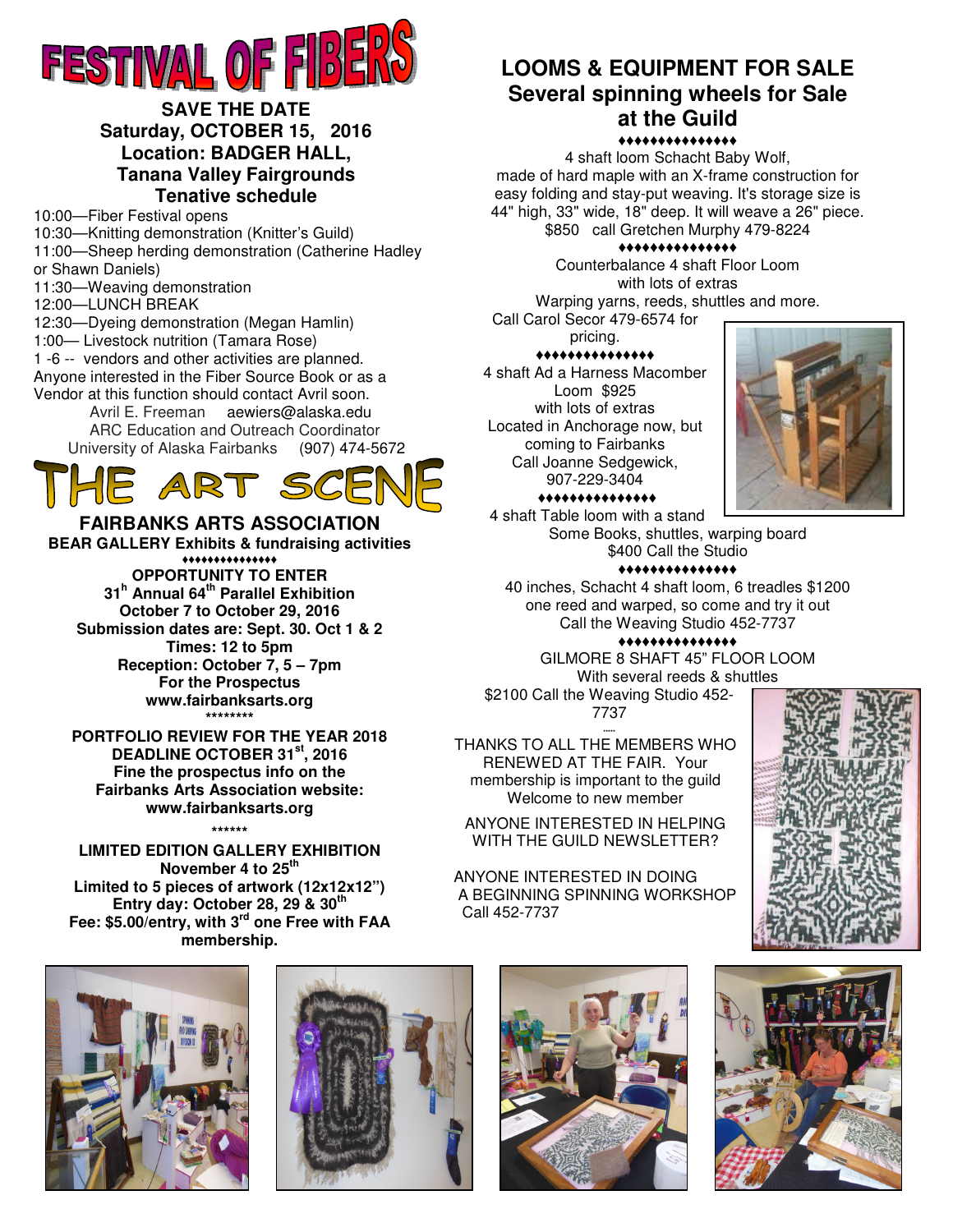# FESTIVAL OF FIBERS

**SAVE THE DATE**
**Saturday, OCTOBER 15, 2016**
**Location: BADGER HALL, Tanana Valley Fairgrounds**
**Tenative schedule**

10:00—Fiber Festival opens
10:30—Knitting demonstration (Knitter's Guild)
11:00—Sheep herding demonstration (Catherine Hadley or Shawn Daniels)
11:30—Weaving demonstration
12:00—LUNCH BREAK
12:30—Dyeing demonstration (Megan Hamlin)
1:00— Livestock nutrition (Tamara Rose)
1 -6 -- vendors and other activities are planned.
Anyone interested in the Fiber Source Book or as a Vendor at this function should contact Avril soon.

Avril E. Freeman aewiers@alaska.edu
ARC Education and Outreach Coordinator
University of Alaska Fairbanks (907) 474-5672

# THE ART SCENE

## FAIRBANKS ARTS ASSOCIATION

**BEAR GALLERY Exhibits & fundraising activities**

♦♦♦♦♦♦♦♦♦♦♦♦♦♦♦

**OPPORTUNITY TO ENTER**
**31h Annual 64th Parallel Exhibition**
**October 7 to October 29, 2016**
**Submission dates are: Sept. 30. Oct 1 & 2**
**Times: 12 to 5pm**
**Reception: October 7, 5 – 7pm**
**For the Prospectus**
**www.fairbanksarts.org**

********

**PORTFOLIO REVIEW FOR THE YEAR 2018**
**DEADLINE OCTOBER 31st, 2016**
**Fine the prospectus info on the Fairbanks Arts Association website: www.fairbanksarts.org**

******

**LIMITED EDITION GALLERY EXHIBITION**
**November 4 to 25th**
**Limited to 5 pieces of artwork (12x12x12")**
**Entry day: October 28, 29 & 30th**
**Fee: $5.00/entry, with 3rd one Free with FAA membership.**

## LOOMS & EQUIPMENT FOR SALE
## Several spinning wheels for Sale at the Guild

♦♦♦♦♦♦♦♦♦♦♦♦♦♦♦

4 shaft loom Schacht Baby Wolf, made of hard maple with an X-frame construction for easy folding and stay-put weaving. It's storage size is 44" high, 33" wide, 18" deep. It will weave a 26" piece.
$850 call Gretchen Murphy 479-8224

♦♦♦♦♦♦♦♦♦♦♦♦♦♦♦

Counterbalance 4 shaft Floor Loom with lots of extras
Warping yarns, reeds, shuttles and more.
Call Carol Secor 479-6574 for pricing.

♦♦♦♦♦♦♦♦♦♦♦♦♦♦♦

4 shaft Ad a Harness Macomber Loom $925 with lots of extras
Located in Anchorage now, but coming to Fairbanks
Call Joanne Sedgewick, 907-229-3404

♦♦♦♦♦♦♦♦♦♦♦♦♦♦♦

4 shaft Table loom with a stand
Some Books, shuttles, warping board
$400 Call the Studio

♦♦♦♦♦♦♦♦♦♦♦♦♦♦♦

40 inches, Schacht 4 shaft loom, 6 treadles $1200
one reed and warped, so come and try it out
Call the Weaving Studio 452-7737

♦♦♦♦♦♦♦♦♦♦♦♦♦♦♦

GILMORE 8 SHAFT 45" FLOOR LOOM
With several reeds & shuttles
$2100 Call the Weaving Studio 452-7737

.....

THANKS TO ALL THE MEMBERS WHO RENEWED AT THE FAIR. Your membership is important to the guild
Welcome to new member

ANYONE INTERESTED IN HELPING WITH THE GUILD NEWSLETTER?

ANYONE INTERESTED IN DOING A BEGINNING SPINNING WORKSHOP
Call 452-7737